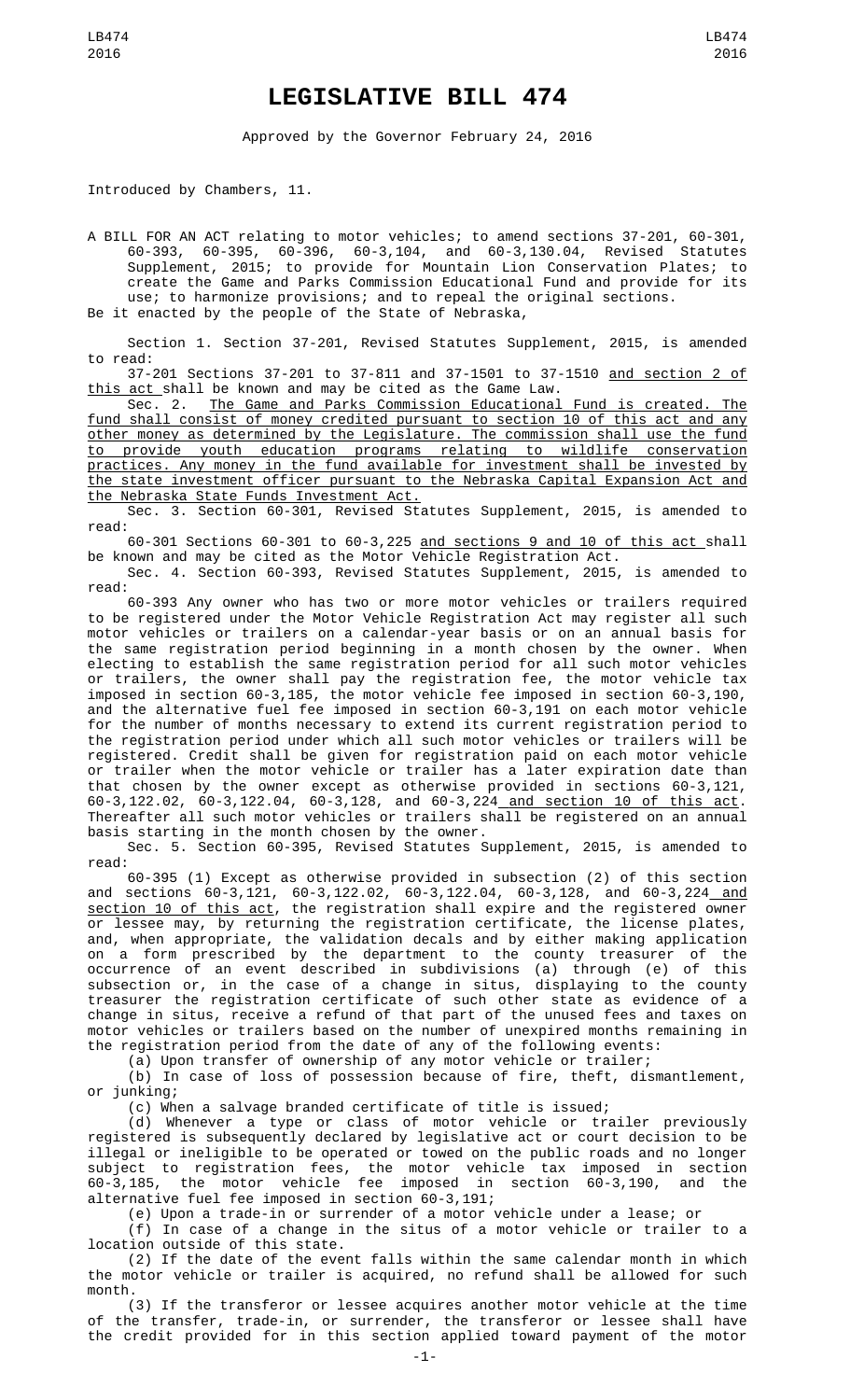# LEGISLATIVE BILL 474

Approved by the Governor February 24, 2016

Introduced by Chambers, 11.

A BILL FOR AN ACT relating to motor vehicles; to amend sections 37-201, 60-301, 60-393, 60-395, 60-396, 60-3,104, and 60-3,130.04, Revised Statutes Supplement, 2015; to provide for Mountain Lion Conservation Plates; to create the Game and Parks Commission Educational Fund and provide for its use; to harmonize provisions; and to repeal the original sections.

Be it enacted by the people of the State of Nebraska,

Section 1. Section 37-201, Revised Statutes Supplement, 2015, is amended to read:

37-201 Sections 37-201 to 37-811 and 37-1501 to 37-1510 and section 2 of this act shall be known and may be cited as the Game Law.

Sec. 2. The Game and Parks Commission Educational Fund is created. The fund shall consist of money credited pursuant to section 10 of this act and any other money as determined by the Legislature. The commission shall use the fund to provide youth education programs relating to wildlife conservation practices. Any money in the fund available for investment shall be invested by the state investment officer pursuant to the Nebraska Capital Expansion Act and the Nebraska State Funds Investment Act.

Sec. 3. Section 60-301, Revised Statutes Supplement, 2015, is amended to read:

60-301 Sections 60-301 to 60-3,225 and sections 9 and 10 of this act shall be known and may be cited as the Motor Vehicle Registration Act.

Sec. 4. Section 60-393, Revised Statutes Supplement, 2015, is amended to read:

60-393 Any owner who has two or more motor vehicles or trailers required to be registered under the Motor Vehicle Registration Act may register all such motor vehicles or trailers on a calendar-year basis or on an annual basis for the same registration period beginning in a month chosen by the owner. When electing to establish the same registration period for all such motor vehicles or trailers, the owner shall pay the registration fee, the motor vehicle tax imposed in section 60-3,185, the motor vehicle fee imposed in section 60-3,190, and the alternative fuel fee imposed in section 60-3,191 on each motor vehicle for the number of months necessary to extend its current registration period to the registration period under which all such motor vehicles or trailers will be registered. Credit shall be given for registration paid on each motor vehicle or trailer when the motor vehicle or trailer has a later expiration date than that chosen by the owner except as otherwise provided in sections 60-3,121, 60-3,122.02, 60-3,122.04, 60-3,128, and 60-3,224 and section 10 of this act. Thereafter all such motor vehicles or trailers shall be registered on an annual basis starting in the month chosen by the owner.

Sec. 5. Section 60-395, Revised Statutes Supplement, 2015, is amended to read:

60-395 (1) Except as otherwise provided in subsection (2) of this section and sections 60-3,121, 60-3,122.02, 60-3,122.04, 60-3,128, and 60-3,224 and section 10 of this act, the registration shall expire and the registered owner or lessee may, by returning the registration certificate, the license plates, and, when appropriate, the validation decals and by either making application on a form prescribed by the department to the county treasurer of the occurrence of an event described in subdivisions (a) through (e) of this subsection or, in the case of a change in situs, displaying to the county treasurer the registration certificate of such other state as evidence of a change in situs, receive a refund of that part of the unused fees and taxes on motor vehicles or trailers based on the number of unexpired months remaining in the registration period from the date of any of the following events:

(a) Upon transfer of ownership of any motor vehicle or trailer;

(b) In case of loss of possession because of fire, theft, dismantlement, or junking;

(c) When a salvage branded certificate of title is issued;

(d) Whenever a type or class of motor vehicle or trailer previously registered is subsequently declared by legislative act or court decision to be illegal or ineligible to be operated or towed on the public roads and no longer subject to registration fees, the motor vehicle tax imposed in section 60-3,185, the motor vehicle fee imposed in section 60-3,190, and the alternative fuel fee imposed in section 60-3,191;

(e) Upon a trade-in or surrender of a motor vehicle under a lease; or

(f) In case of a change in the situs of a motor vehicle or trailer to a location outside of this state.

(2) If the date of the event falls within the same calendar month in which the motor vehicle or trailer is acquired, no refund shall be allowed for such month.

(3) If the transferor or lessee acquires another motor vehicle at the time of the transfer, trade-in, or surrender, the transferor or lessee shall have the credit provided for in this section applied toward payment of the motor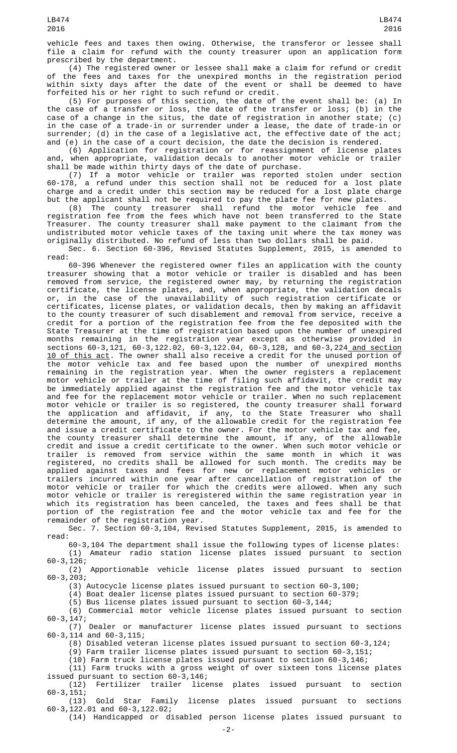vehicle fees and taxes then owing. Otherwise, the transferor or lessee shall file a claim for refund with the county treasurer upon an application form prescribed by the department.

(4) The registered owner or lessee shall make a claim for refund or credit of the fees and taxes for the unexpired months in the registration period within sixty days after the date of the event or shall be deemed to have forfeited his or her right to such refund or credit.

(5) For purposes of this section, the date of the event shall be: (a) In the case of a transfer or loss, the date of the transfer or loss; (b) in the case of a change in the situs, the date of registration in another state; (c) in the case of a trade-in or surrender under a lease, the date of trade-in or surrender; (d) in the case of a legislative act, the effective date of the act; and (e) in the case of a court decision, the date the decision is rendered.

(6) Application for registration or for reassignment of license plates and, when appropriate, validation decals to another motor vehicle or trailer shall be made within thirty days of the date of purchase.

(7) If a motor vehicle or trailer was reported stolen under section 60-178, a refund under this section shall not be reduced for a lost plate charge and a credit under this section may be reduced for a lost plate charge but the applicant shall not be required to pay the plate fee for new plates.

(8) The county treasurer shall refund the motor vehicle fee and registration fee from the fees which have not been transferred to the State Treasurer. The county treasurer shall make payment to the claimant from the undistributed motor vehicle taxes of the taxing unit where the tax money was originally distributed. No refund of less than two dollars shall be paid.

Sec. 6. Section 60-396, Revised Statutes Supplement, 2015, is amended to read:

60-396 Whenever the registered owner files an application with the county treasurer showing that a motor vehicle or trailer is disabled and has been removed from service, the registered owner may, by returning the registration certificate, the license plates, and, when appropriate, the validation decals or, in the case of the unavailability of such registration certificate or certificates, license plates, or validation decals, then by making an affidavit to the county treasurer of such disablement and removal from service, receive a credit for a portion of the registration fee from the fee deposited with the State Treasurer at the time of registration based upon the number of unexpired months remaining in the registration year except as otherwise provided in sections 60-3,121, 60-3,122.02, 60-3,122.04, 60-3,128, and 60-3,224 and section 10 of this act. The owner shall also receive a credit for the unused portion of the motor vehicle tax and fee based upon the number of unexpired months remaining in the registration year. When the owner registers a replacement motor vehicle or trailer at the time of filing such affidavit, the credit may be immediately applied against the registration fee and the motor vehicle tax and fee for the replacement motor vehicle or trailer. When no such replacement motor vehicle or trailer is so registered, the county treasurer shall forward the application and affidavit, if any, to the State Treasurer who shall determine the amount, if any, of the allowable credit for the registration fee and issue a credit certificate to the owner. For the motor vehicle tax and fee, the county treasurer shall determine the amount, if any, of the allowable credit and issue a credit certificate to the owner. When such motor vehicle or trailer is removed from service within the same month in which it was registered, no credits shall be allowed for such month. The credits may be applied against taxes and fees for new or replacement motor vehicles or trailers incurred within one year after cancellation of registration of the motor vehicle or trailer for which the credits were allowed. When any such motor vehicle or trailer is reregistered within the same registration year in which its registration has been canceled, the taxes and fees shall be that portion of the registration fee and the motor vehicle tax and fee for the remainder of the registration year.

Sec. 7. Section 60-3,104, Revised Statutes Supplement, 2015, is amended to read:

60-3,104 The department shall issue the following types of license plates:

(1) Amateur radio station license plates issued pursuant to section 60-3,126;

(2) Apportionable vehicle license plates issued pursuant to section 60-3,203;

(3) Autocycle license plates issued pursuant to section 60-3,100;

(4) Boat dealer license plates issued pursuant to section 60-379;

(5) Bus license plates issued pursuant to section 60-3,144;

(6) Commercial motor vehicle license plates issued pursuant to section 60-3,147;

(7) Dealer or manufacturer license plates issued pursuant to sections 60-3,114 and 60-3,115;

(8) Disabled veteran license plates issued pursuant to section 60-3,124;

(9) Farm trailer license plates issued pursuant to section 60-3,151;

(10) Farm truck license plates issued pursuant to section 60-3,146;

(11) Farm trucks with a gross weight of over sixteen tons license plates issued pursuant to section 60-3,146;

(12) Fertilizer trailer license plates issued pursuant to section 60-3,151;

(13) Gold Star Family license plates issued pursuant to sections 60-3,122.01 and 60-3,122.02;

(14) Handicapped or disabled person license plates issued pursuant to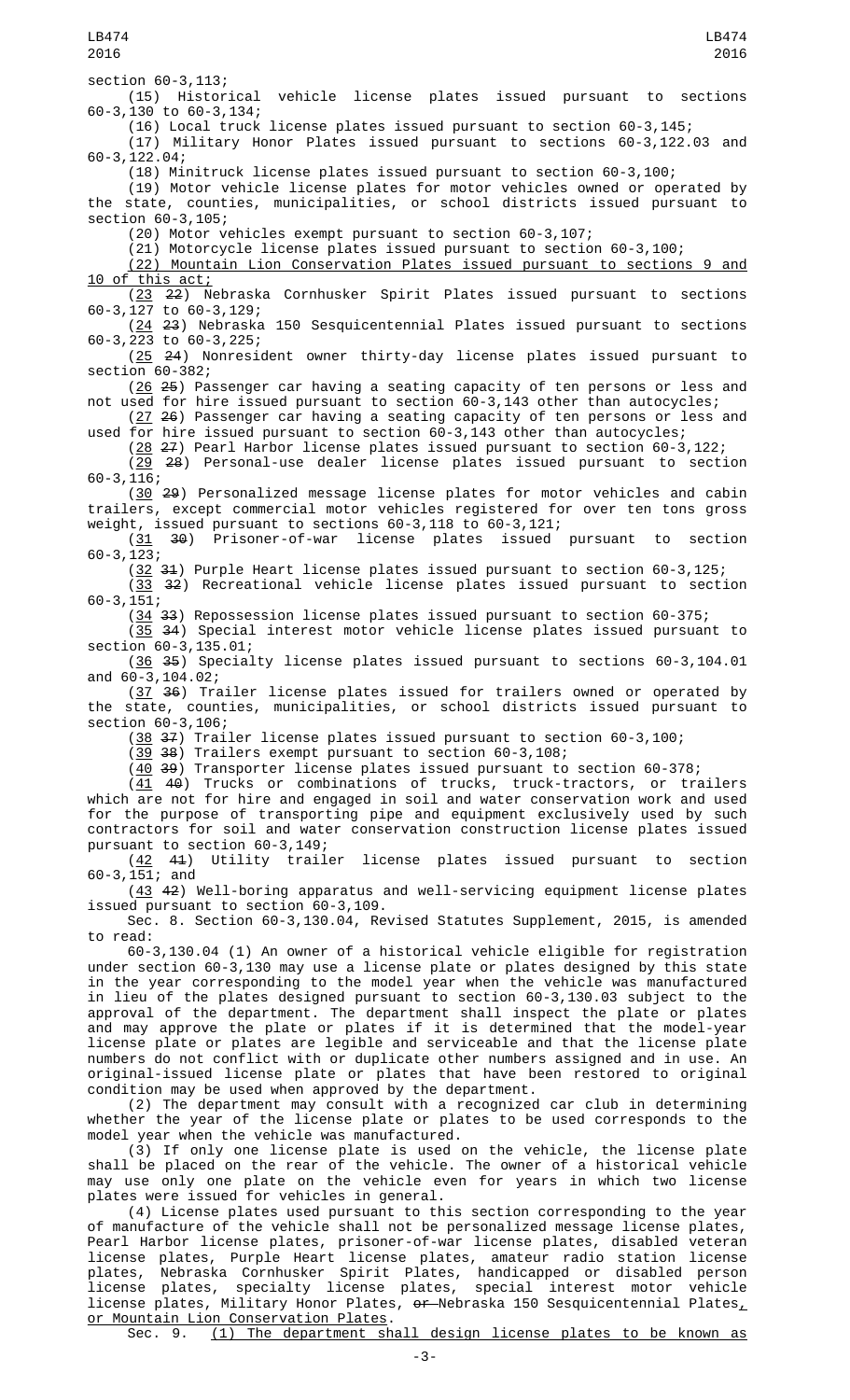section 60-3,113;

(15) Historical vehicle license plates issued pursuant to sections 60-3,130 to 60-3,134;

(16) Local truck license plates issued pursuant to section 60-3,145;

(17) Military Honor Plates issued pursuant to sections 60-3,122.03 and 60-3,122.04;

(18) Minitruck license plates issued pursuant to section 60-3,100;

(19) Motor vehicle license plates for motor vehicles owned or operated by the state, counties, municipalities, or school districts issued pursuant to section 60-3,105;

(20) Motor vehicles exempt pursuant to section 60-3,107;

(21) Motorcycle license plates issued pursuant to section 60-3,100;

(22) Mountain Lion Conservation Plates issued pursuant to sections 9 and 10 of this act;

(23 22) Nebraska Cornhusker Spirit Plates issued pursuant to sections 60-3,127 to 60-3,129;

(24 23) Nebraska 150 Sesquicentennial Plates issued pursuant to sections 60-3,223 to 60-3,225;

(25 24) Nonresident owner thirty-day license plates issued pursuant to section 60-382;

(26 25) Passenger car having a seating capacity of ten persons or less and not used for hire issued pursuant to section 60-3,143 other than autocycles;

(27 26) Passenger car having a seating capacity of ten persons or less and used for hire issued pursuant to section 60-3,143 other than autocycles;

(28 27) Pearl Harbor license plates issued pursuant to section 60-3,122;

(29 28) Personal-use dealer license plates issued pursuant to section 60-3,116;

(30 29) Personalized message license plates for motor vehicles and cabin trailers, except commercial motor vehicles registered for over ten tons gross weight, issued pursuant to sections 60-3,118 to 60-3,121;

(31 30) Prisoner-of-war license plates issued pursuant to section 60-3,123;

(32 31) Purple Heart license plates issued pursuant to section 60-3,125;

(33 32) Recreational vehicle license plates issued pursuant to section 60-3,151;

(34 33) Repossession license plates issued pursuant to section 60-375;

(35 34) Special interest motor vehicle license plates issued pursuant to section 60-3,135.01;

(36 35) Specialty license plates issued pursuant to sections 60-3,104.01 and 60-3,104.02;

(37 36) Trailer license plates issued for trailers owned or operated by the state, counties, municipalities, or school districts issued pursuant to section 60-3,106;

(38 37) Trailer license plates issued pursuant to section 60-3,100;

(39 38) Trailers exempt pursuant to section 60-3,108;

(40 39) Transporter license plates issued pursuant to section 60-378;

(41 40) Trucks or combinations of trucks, truck-tractors, or trailers which are not for hire and engaged in soil and water conservation work and used for the purpose of transporting pipe and equipment exclusively used by such contractors for soil and water conservation construction license plates issued pursuant to section 60-3,149;

(42 41) Utility trailer license plates issued pursuant to section 60-3,151; and

(43 42) Well-boring apparatus and well-servicing equipment license plates issued pursuant to section 60-3,109.

Sec. 8. Section 60-3,130.04, Revised Statutes Supplement, 2015, is amended to read:

60-3,130.04 (1) An owner of a historical vehicle eligible for registration under section 60-3,130 may use a license plate or plates designed by this state in the year corresponding to the model year when the vehicle was manufactured in lieu of the plates designed pursuant to section 60-3,130.03 subject to the approval of the department. The department shall inspect the plate or plates and may approve the plate or plates if it is determined that the model-year license plate or plates are legible and serviceable and that the license plate numbers do not conflict with or duplicate other numbers assigned and in use. An original-issued license plate or plates that have been restored to original condition may be used when approved by the department.

(2) The department may consult with a recognized car club in determining whether the year of the license plate or plates to be used corresponds to the model year when the vehicle was manufactured.

(3) If only one license plate is used on the vehicle, the license plate shall be placed on the rear of the vehicle. The owner of a historical vehicle may use only one plate on the vehicle even for years in which two license plates were issued for vehicles in general.

(4) License plates used pursuant to this section corresponding to the year of manufacture of the vehicle shall not be personalized message license plates, Pearl Harbor license plates, prisoner-of-war license plates, disabled veteran license plates, Purple Heart license plates, amateur radio station license plates, Nebraska Cornhusker Spirit Plates, handicapped or disabled person license plates, specialty license plates, special interest motor vehicle license plates, Military Honor Plates, or Nebraska 150 Sesquicentennial Plates, or Mountain Lion Conservation Plates.

Sec. 9. (1) The department shall design license plates to be known as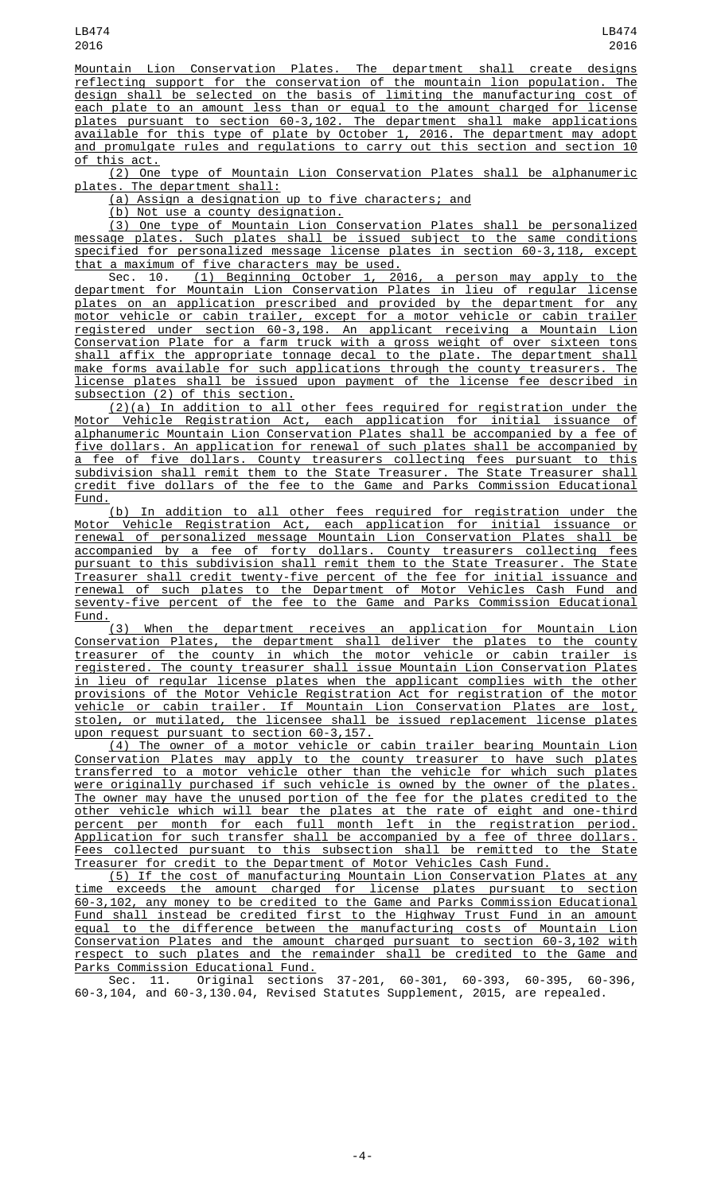Mountain Lion Conservation Plates. The department shall create designs reflecting support for the conservation of the mountain lion population. The design shall be selected on the basis of limiting the manufacturing cost of each plate to an amount less than or equal to the amount charged for license plates pursuant to section 60-3,102. The department shall make applications available for this type of plate by October 1, 2016. The department may adopt and promulgate rules and regulations to carry out this section and section 10 of this act.

(2) One type of Mountain Lion Conservation Plates shall be alphanumeric plates. The department shall:

(a) Assign a designation up to five characters; and

(b) Not use a county designation.

(3) One type of Mountain Lion Conservation Plates shall be personalized message plates. Such plates shall be issued subject to the same conditions specified for personalized message license plates in section 60-3,118, except that a maximum of five characters may be used.

Sec. 10. (1) Beginning October 1, 2016, a person may apply to the department for Mountain Lion Conservation Plates in lieu of regular license plates on an application prescribed and provided by the department for any motor vehicle or cabin trailer, except for a motor vehicle or cabin trailer registered under section 60-3,198. An applicant receiving a Mountain Lion Conservation Plate for a farm truck with a gross weight of over sixteen tons shall affix the appropriate tonnage decal to the plate. The department shall make forms available for such applications through the county treasurers. The license plates shall be issued upon payment of the license fee described in subsection (2) of this section.

(2)(a) In addition to all other fees required for registration under the Motor Vehicle Registration Act, each application for initial issuance of alphanumeric Mountain Lion Conservation Plates shall be accompanied by a fee of five dollars. An application for renewal of such plates shall be accompanied by a fee of five dollars. County treasurers collecting fees pursuant to this subdivision shall remit them to the State Treasurer. The State Treasurer shall credit five dollars of the fee to the Game and Parks Commission Educational Fund.

(b) In addition to all other fees required for registration under the Motor Vehicle Registration Act, each application for initial issuance or renewal of personalized message Mountain Lion Conservation Plates shall be accompanied by a fee of forty dollars. County treasurers collecting fees pursuant to this subdivision shall remit them to the State Treasurer. The State Treasurer shall credit twenty-five percent of the fee for initial issuance and renewal of such plates to the Department of Motor Vehicles Cash Fund and seventy-five percent of the fee to the Game and Parks Commission Educational Fund.

(3) When the department receives an application for Mountain Lion Conservation Plates, the department shall deliver the plates to the county treasurer of the county in which the motor vehicle or cabin trailer is registered. The county treasurer shall issue Mountain Lion Conservation Plates in lieu of regular license plates when the applicant complies with the other provisions of the Motor Vehicle Registration Act for registration of the motor vehicle or cabin trailer. If Mountain Lion Conservation Plates are lost, stolen, or mutilated, the licensee shall be issued replacement license plates upon request pursuant to section 60-3,157.

(4) The owner of a motor vehicle or cabin trailer bearing Mountain Lion Conservation Plates may apply to the county treasurer to have such plates transferred to a motor vehicle other than the vehicle for which such plates were originally purchased if such vehicle is owned by the owner of the plates. The owner may have the unused portion of the fee for the plates credited to the other vehicle which will bear the plates at the rate of eight and one-third percent per month for each full month left in the registration period. Application for such transfer shall be accompanied by a fee of three dollars. Fees collected pursuant to this subsection shall be remitted to the State Treasurer for credit to the Department of Motor Vehicles Cash Fund.

(5) If the cost of manufacturing Mountain Lion Conservation Plates at any time exceeds the amount charged for license plates pursuant to section 60-3,102, any money to be credited to the Game and Parks Commission Educational Fund shall instead be credited first to the Highway Trust Fund in an amount equal to the difference between the manufacturing costs of Mountain Lion Conservation Plates and the amount charged pursuant to section 60-3,102 with respect to such plates and the remainder shall be credited to the Game and Parks Commission Educational Fund.

Sec. 11. Original sections 37-201, 60-301, 60-393, 60-395, 60-396, 60-3,104, and 60-3,130.04, Revised Statutes Supplement, 2015, are repealed.